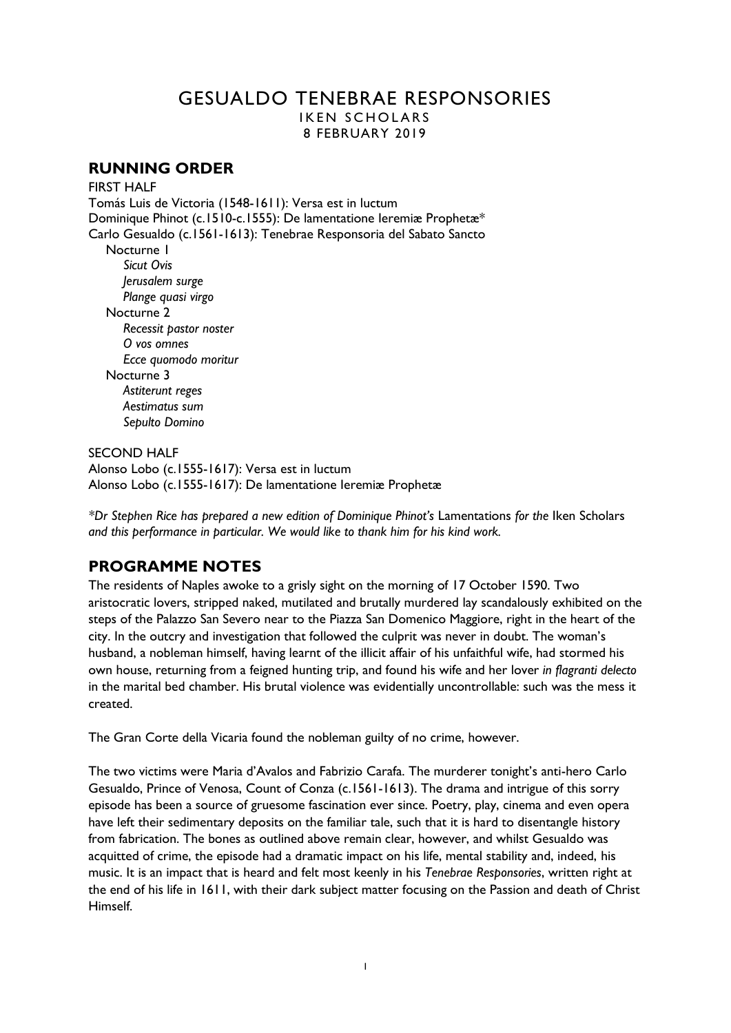# GESUALDO TENEBRAE RESPONSORIES

IKEN SCHOLARS

8 FEBRUARY 2019

## RUNNING ORDER

FIRST HALF

Tomás Luis de Victoria (1548-1611): Versa est in luctum

Dominique Phinot (c.1510-c.1555): De lamentatione Ieremiæ Prophetæ*

Carlo Gesualdo (c.1561-1613): Tenebrae Responsoria del Sabato Sancto

- Nocturne 1
  - *Sicut Ovis*
  - *Jerusalem surge*
  - *Plange quasi virgo*
- Nocturne 2
  - *Recessit pastor noster*
  - *O vos omnes*
  - *Ecce quomodo moritur*
- Nocturne 3
  - *Astiterunt reges*
  - *Aestimatus sum*
  - *Sepulto Domino*

SECOND HALF

Alonso Lobo (c.1555-1617): Versa est in luctum

Alonso Lobo (c.1555-1617): De lamentatione Ieremiæ Prophetæ

**Dr Stephen Rice has prepared a new edition of Dominique Phinot's* Lamentations *for the* Iken Scholars *and this performance in particular. We would like to thank him for his kind work.*

## PROGRAMME NOTES

The residents of Naples awoke to a grisly sight on the morning of 17 October 1590. Two aristocratic lovers, stripped naked, mutilated and brutally murdered lay scandalously exhibited on the steps of the Palazzo San Severo near to the Piazza San Domenico Maggiore, right in the heart of the city. In the outcry and investigation that followed the culprit was never in doubt. The woman's husband, a nobleman himself, having learnt of the illicit affair of his unfaithful wife, had stormed his own house, returning from a feigned hunting trip, and found his wife and her lover *in flagranti delecto* in the marital bed chamber. His brutal violence was evidentially uncontrollable: such was the mess it created.

The Gran Corte della Vicaria found the nobleman guilty of no crime, however.

The two victims were Maria d'Avalos and Fabrizio Carafa. The murderer tonight's anti-hero Carlo Gesualdo, Prince of Venosa, Count of Conza (c.1561-1613). The drama and intrigue of this sorry episode has been a source of gruesome fascination ever since. Poetry, play, cinema and even opera have left their sedimentary deposits on the familiar tale, such that it is hard to disentangle history from fabrication. The bones as outlined above remain clear, however, and whilst Gesualdo was acquitted of crime, the episode had a dramatic impact on his life, mental stability and, indeed, his music. It is an impact that is heard and felt most keenly in his *Tenebrae Responsories*, written right at the end of his life in 1611, with their dark subject matter focusing on the Passion and death of Christ Himself.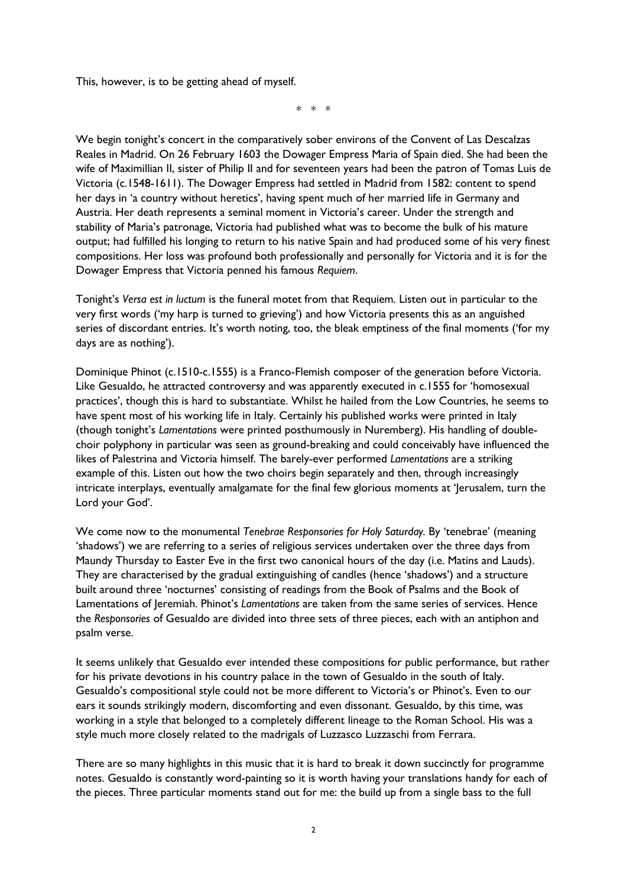This, however, is to be getting ahead of myself.

\* \* \*

We begin tonight's concert in the comparatively sober environs of the Convent of Las Descalzas Reales in Madrid. On 26 February 1603 the Dowager Empress Maria of Spain died. She had been the wife of Maximillian II, sister of Philip II and for seventeen years had been the patron of Tomas Luis de Victoria (c.1548-1611). The Dowager Empress had settled in Madrid from 1582: content to spend her days in 'a country without heretics', having spent much of her married life in Germany and Austria. Her death represents a seminal moment in Victoria's career. Under the strength and stability of Maria's patronage, Victoria had published what was to become the bulk of his mature output; had fulfilled his longing to return to his native Spain and had produced some of his very finest compositions. Her loss was profound both professionally and personally for Victoria and it is for the Dowager Empress that Victoria penned his famous *Requiem*.

Tonight's *Versa est in luctum* is the funeral motet from that Requiem. Listen out in particular to the very first words ('my harp is turned to grieving') and how Victoria presents this as an anguished series of discordant entries. It's worth noting, too, the bleak emptiness of the final moments ('for my days are as nothing').

Dominique Phinot (c.1510-c.1555) is a Franco-Flemish composer of the generation before Victoria. Like Gesualdo, he attracted controversy and was apparently executed in c.1555 for 'homosexual practices', though this is hard to substantiate. Whilst he hailed from the Low Countries, he seems to have spent most of his working life in Italy. Certainly his published works were printed in Italy (though tonight's *Lamentations* were printed posthumously in Nuremberg). His handling of double-choir polyphony in particular was seen as ground-breaking and could conceivably have influenced the likes of Palestrina and Victoria himself. The barely-ever performed *Lamentations* are a striking example of this. Listen out how the two choirs begin separately and then, through increasingly intricate interplays, eventually amalgamate for the final few glorious moments at 'Jerusalem, turn the Lord your God'.

We come now to the monumental *Tenebrae Responsories for Holy Saturday*. By 'tenebrae' (meaning 'shadows') we are referring to a series of religious services undertaken over the three days from Maundy Thursday to Easter Eve in the first two canonical hours of the day (i.e. Matins and Lauds). They are characterised by the gradual extinguishing of candles (hence 'shadows') and a structure built around three 'nocturnes' consisting of readings from the Book of Psalms and the Book of Lamentations of Jeremiah. Phinot's *Lamentations* are taken from the same series of services. Hence the *Responsories* of Gesualdo are divided into three sets of three pieces, each with an antiphon and psalm verse.

It seems unlikely that Gesualdo ever intended these compositions for public performance, but rather for his private devotions in his country palace in the town of Gesualdo in the south of Italy. Gesualdo's compositional style could not be more different to Victoria's or Phinot's. Even to our ears it sounds strikingly modern, discomforting and even dissonant. Gesualdo, by this time, was working in a style that belonged to a completely different lineage to the Roman School. His was a style much more closely related to the madrigals of Luzzasco Luzzaschi from Ferrara.

There are so many highlights in this music that it is hard to break it down succinctly for programme notes. Gesualdo is constantly word-painting so it is worth having your translations handy for each of the pieces. Three particular moments stand out for me: the build up from a single bass to the full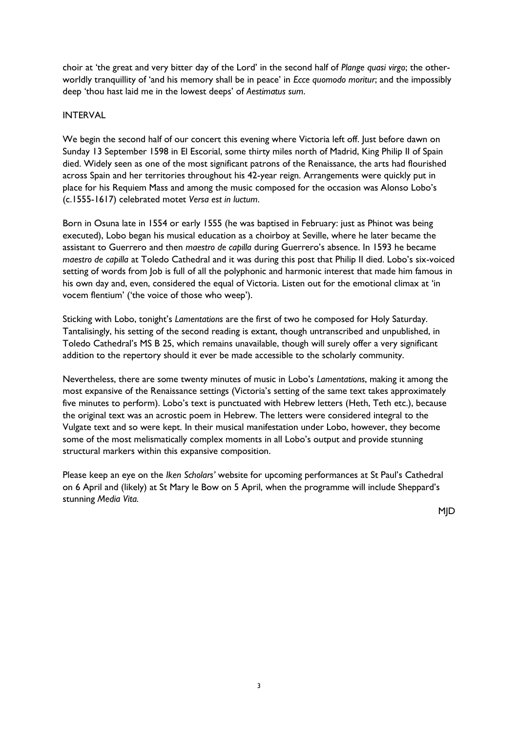choir at 'the great and very bitter day of the Lord' in the second half of *Plange quasi virgo*; the other-worldly tranquillity of 'and his memory shall be in peace' in *Ecce quomodo moritur*; and the impossibly deep 'thou hast laid me in the lowest deeps' of *Aestimatus sum*.

INTERVAL

We begin the second half of our concert this evening where Victoria left off. Just before dawn on Sunday 13 September 1598 in El Escorial, some thirty miles north of Madrid, King Philip II of Spain died. Widely seen as one of the most significant patrons of the Renaissance, the arts had flourished across Spain and her territories throughout his 42-year reign. Arrangements were quickly put in place for his Requiem Mass and among the music composed for the occasion was Alonso Lobo's (c.1555-1617) celebrated motet *Versa est in luctum*.

Born in Osuna late in 1554 or early 1555 (he was baptised in February: just as Phinot was being executed), Lobo began his musical education as a choirboy at Seville, where he later became the assistant to Guerrero and then *maestro de capilla* during Guerrero's absence. In 1593 he became *maestro de capilla* at Toledo Cathedral and it was during this post that Philip II died. Lobo's six-voiced setting of words from Job is full of all the polyphonic and harmonic interest that made him famous in his own day and, even, considered the equal of Victoria. Listen out for the emotional climax at 'in vocem flentium' ('the voice of those who weep').

Sticking with Lobo, tonight's *Lamentations* are the first of two he composed for Holy Saturday. Tantalisingly, his setting of the second reading is extant, though untranscribed and unpublished, in Toledo Cathedral's MS B 25, which remains unavailable, though will surely offer a very significant addition to the repertory should it ever be made accessible to the scholarly community.

Nevertheless, there are some twenty minutes of music in Lobo's *Lamentations*, making it among the most expansive of the Renaissance settings (Victoria's setting of the same text takes approximately five minutes to perform). Lobo's text is punctuated with Hebrew letters (Heth, Teth etc.), because the original text was an acrostic poem in Hebrew. The letters were considered integral to the Vulgate text and so were kept. In their musical manifestation under Lobo, however, they become some of the most melismatically complex moments in all Lobo's output and provide stunning structural markers within this expansive composition.

Please keep an eye on the *Iken Scholars'* website for upcoming performances at St Paul's Cathedral on 6 April and (likely) at St Mary le Bow on 5 April, when the programme will include Sheppard's stunning *Media Vita.*

MJD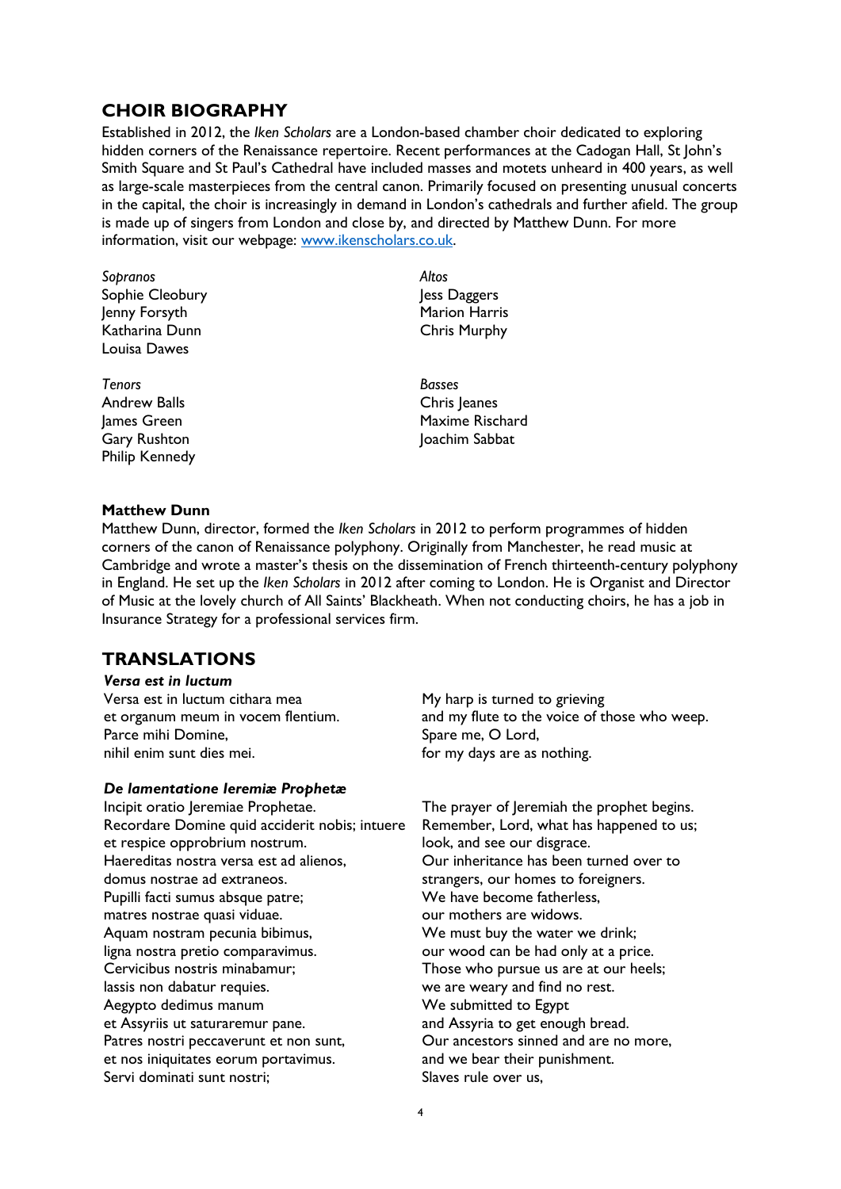## CHOIR BIOGRAPHY

Established in 2012, the *Iken Scholars* are a London-based chamber choir dedicated to exploring hidden corners of the Renaissance repertoire. Recent performances at the Cadogan Hall, St John's Smith Square and St Paul's Cathedral have included masses and motets unheard in 400 years, as well as large-scale masterpieces from the central canon. Primarily focused on presenting unusual concerts in the capital, the choir is increasingly in demand in London's cathedrals and further afield. The group is made up of singers from London and close by, and directed by Matthew Dunn. For more information, visit our webpage: [www.ikenscholars.co.uk](http://www.ikenscholars.co.uk).

*Sopranos*
Sophie Cleobury
Jenny Forsyth
Katharina Dunn
Louisa Dawes

*Altos*
Jess Daggers
Marion Harris
Chris Murphy

*Tenors*
Andrew Balls
James Green
Gary Rushton
Philip Kennedy

*Basses*
Chris Jeanes
Maxime Rischard
Joachim Sabbat

**Matthew Dunn**

Matthew Dunn, director, formed the *Iken Scholars* in 2012 to perform programmes of hidden corners of the canon of Renaissance polyphony. Originally from Manchester, he read music at Cambridge and wrote a master's thesis on the dissemination of French thirteenth-century polyphony in England. He set up the *Iken Scholars* in 2012 after coming to London. He is Organist and Director of Music at the lovely church of All Saints' Blackheath. When not conducting choirs, he has a job in Insurance Strategy for a professional services firm.

## TRANSLATIONS

***Versa est in luctum***

| | |
|---|---|
| Versa est in luctum cithara mea | My harp is turned to grieving |
| et organum meum in vocem flentium. | and my flute to the voice of those who weep. |
| Parce mihi Domine, | Spare me, O Lord, |
| nihil enim sunt dies mei. | for my days are as nothing. |

***De lamentatione Ieremiæ Prophetæ***

| | |
|---|---|
| Incipit oratio Jeremiae Prophetae. | The prayer of Jeremiah the prophet begins. |
| Recordare Domine quid acciderit nobis; intuere et respice opprobrium nostrum. | Remember, Lord, what has happened to us; look, and see our disgrace. |
| Haereditas nostra versa est ad alienos, domus nostrae ad extraneos. | Our inheritance has been turned over to strangers, our homes to foreigners. |
| Pupilli facti sumus absque patre; | We have become fatherless, |
| matres nostrae quasi viduae. | our mothers are widows. |
| Aquam nostram pecunia bibimus, | We must buy the water we drink; |
| ligna nostra pretio comparavimus. | our wood can be had only at a price. |
| Cervicibus nostris minabamur; | Those who pursue us are at our heels; |
| lassis non dabatur requies. | we are weary and find no rest. |
| Aegypto dedimus manum | We submitted to Egypt |
| et Assyriis ut saturaremur pane. | and Assyria to get enough bread. |
| Patres nostri peccaverunt et non sunt, | Our ancestors sinned and are no more, |
| et nos iniquitates eorum portavimus. | and we bear their punishment. |
| Servi dominati sunt nostri; | Slaves rule over us, |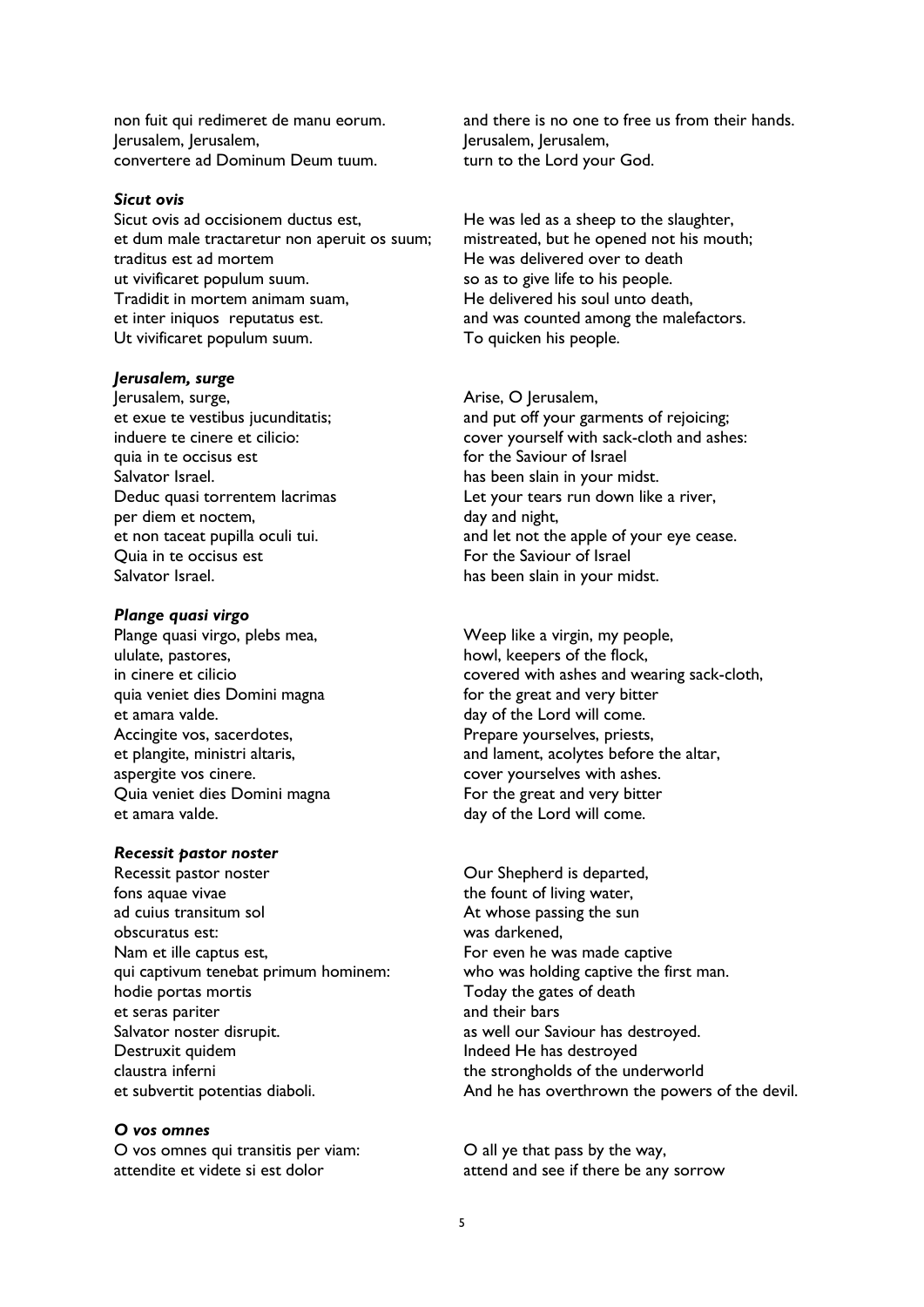non fuit qui redimeret de manu eorum.
Jerusalem, Jerusalem,
convertere ad Dominum Deum tuum.

and there is no one to free us from their hands.
Jerusalem, Jerusalem,
turn to the Lord your God.

***Sicut ovis***

Sicut ovis ad occisionem ductus est,
et dum male tractaretur non aperuit os suum;
traditus est ad mortem
ut vivificaret populum suum.
Tradidit in mortem animam suam,
et inter iniquos reputatus est.
Ut vivificaret populum suum.

He was led as a sheep to the slaughter,
mistreated, but he opened not his mouth;
He was delivered over to death
so as to give life to his people.
He delivered his soul unto death,
and was counted among the malefactors.
To quicken his people.

***Jerusalem, surge***

Jerusalem, surge,
et exue te vestibus jucunditatis;
induere te cinere et cilicio:
quia in te occisus est
Salvator Israel.
Deduc quasi torrentem lacrimas
per diem et noctem,
et non taceat pupilla oculi tui.
Quia in te occisus est
Salvator Israel.

Arise, O Jerusalem,
and put off your garments of rejoicing;
cover yourself with sack-cloth and ashes:
for the Saviour of Israel
has been slain in your midst.
Let your tears run down like a river,
day and night,
and let not the apple of your eye cease.
For the Saviour of Israel
has been slain in your midst.

***Plange quasi virgo***

Plange quasi virgo, plebs mea,
ululate, pastores,
in cinere et cilicio
quia veniet dies Domini magna
et amara valde.
Accingite vos, sacerdotes,
et plangite, ministri altaris,
aspergite vos cinere.
Quia veniet dies Domini magna
et amara valde.

Weep like a virgin, my people,
howl, keepers of the flock,
covered with ashes and wearing sack-cloth,
for the great and very bitter
day of the Lord will come.
Prepare yourselves, priests,
and lament, acolytes before the altar,
cover yourselves with ashes.
For the great and very bitter
day of the Lord will come.

***Recessit pastor noster***

Recessit pastor noster
fons aquae vivae
ad cuius transitum sol
obscuratus est:
Nam et ille captus est,
qui captivum tenebat primum hominem:
hodie portas mortis
et seras pariter
Salvator noster disrupit.
Destruxit quidem
claustra inferni
et subvertit potentias diaboli.

Our Shepherd is departed,
the fount of living water,
At whose passing the sun
was darkened,
For even he was made captive
who was holding captive the first man.
Today the gates of death
and their bars
as well our Saviour has destroyed.
Indeed He has destroyed
the strongholds of the underworld
And he has overthrown the powers of the devil.

***O vos omnes***

O vos omnes qui transitis per viam:
attendite et videte si est dolor

O all ye that pass by the way,
attend and see if there be any sorrow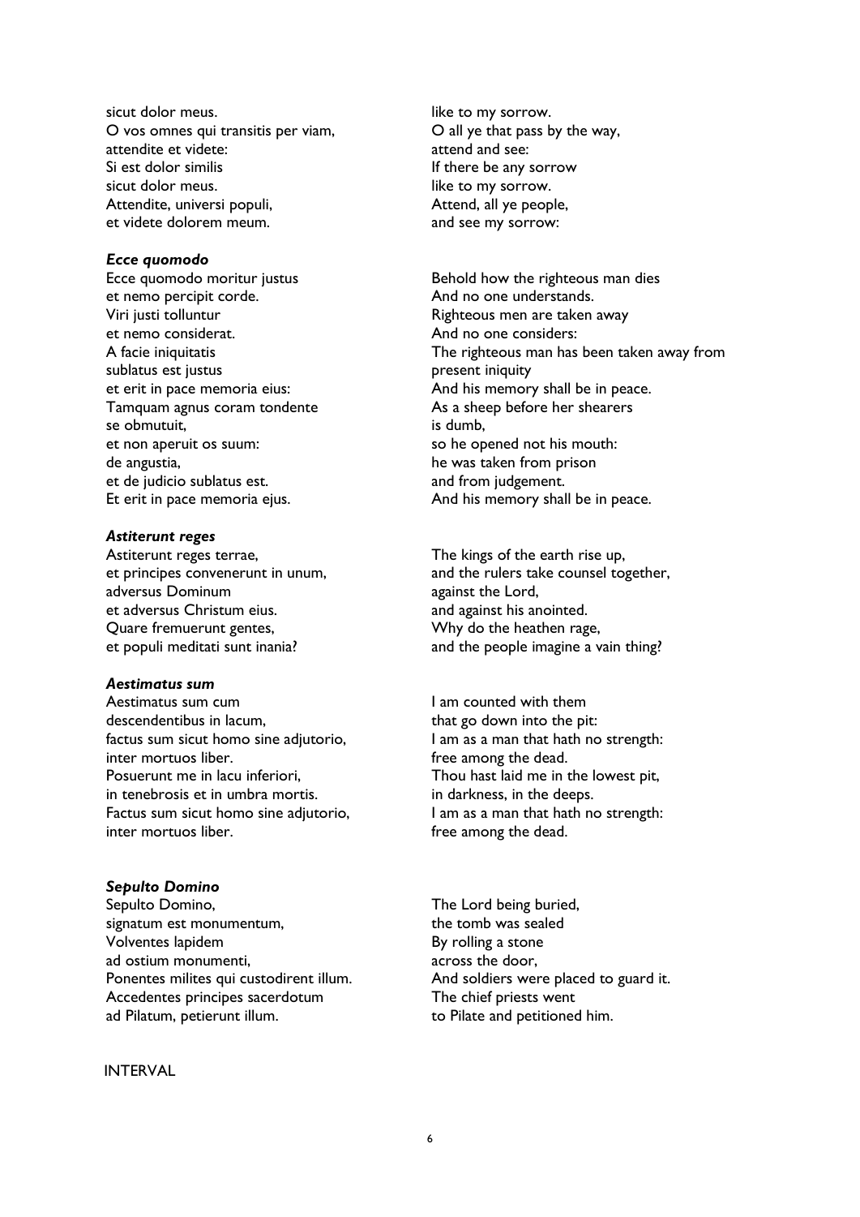sicut dolor meus.
O vos omnes qui transitis per viam,
attendite et videte:
Si est dolor similis
sicut dolor meus.
Attendite, universi populi,
et videte dolorem meum.

like to my sorrow.
O all ye that pass by the way,
attend and see:
If there be any sorrow
like to my sorrow.
Attend, all ye people,
and see my sorrow:

***Ecce quomodo***

Ecce quomodo moritur justus
et nemo percipit corde.
Viri justi tolluntur
et nemo considerat.
A facie iniquitatis
sublatus est justus
et erit in pace memoria eius:
Tamquam agnus coram tondente
se obmutuit,
et non aperuit os suum:
de angustia,
et de judicio sublatus est.
Et erit in pace memoria ejus.

Behold how the righteous man dies
And no one understands.
Righteous men are taken away
And no one considers:
The righteous man has been taken away from present iniquity
And his memory shall be in peace.
As a sheep before her shearers
is dumb,
so he opened not his mouth:
he was taken from prison
and from judgement.
And his memory shall be in peace.

***Astiterunt reges***

Astiterunt reges terrae,
et principes convenerunt in unum,
adversus Dominum
et adversus Christum eius.
Quare fremuerunt gentes,
et populi meditati sunt inania?

The kings of the earth rise up,
and the rulers take counsel together,
against the Lord,
and against his anointed.
Why do the heathen rage,
and the people imagine a vain thing?

***Aestimatus sum***

Aestimatus sum cum
descendentibus in lacum,
factus sum sicut homo sine adjutorio,
inter mortuos liber.
Posuerunt me in lacu inferiori,
in tenebrosis et in umbra mortis.
Factus sum sicut homo sine adjutorio,
inter mortuos liber.

I am counted with them
that go down into the pit:
I am as a man that hath no strength:
free among the dead.
Thou hast laid me in the lowest pit,
in darkness, in the deeps.
I am as a man that hath no strength:
free among the dead.

***Sepulto Domino***

Sepulto Domino,
signatum est monumentum,
Volventes lapidem
ad ostium monumenti,
Ponentes milites qui custodirent illum.
Accedentes principes sacerdotum
ad Pilatum, petierunt illum.

The Lord being buried,
the tomb was sealed
By rolling a stone
across the door,
And soldiers were placed to guard it.
The chief priests went
to Pilate and petitioned him.

INTERVAL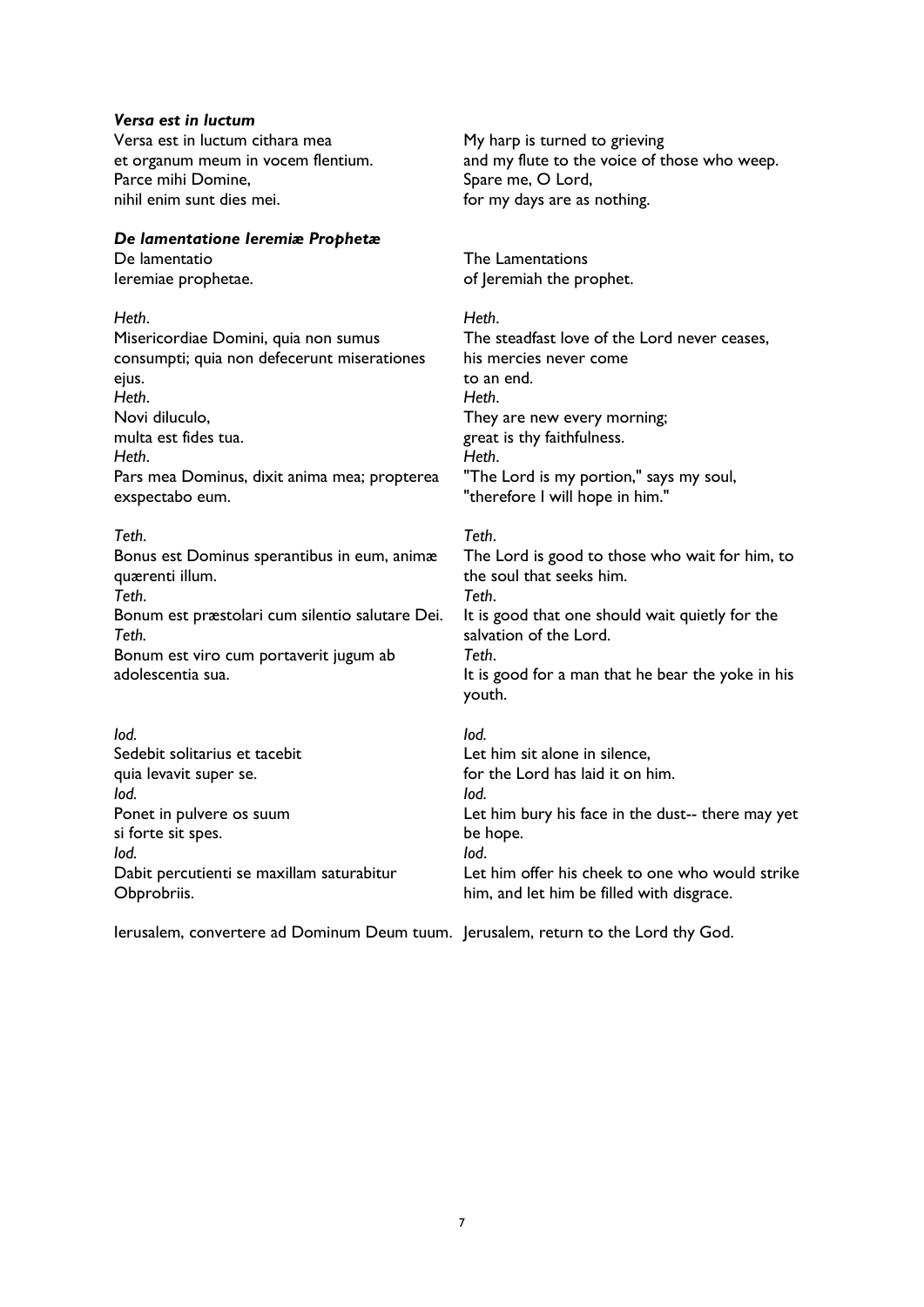***Versa est in luctum***

| | |
|---|---|
| Versa est in luctum cithara mea<br>et organum meum in vocem flentium.<br>Parce mihi Domine,<br>nihil enim sunt dies mei. | My harp is turned to grieving<br>and my flute to the voice of those who weep.<br>Spare me, O Lord,<br>for my days are as nothing. |

***De lamentatione Ieremiæ Prophetæ***

| | |
|---|---|
| De lamentatio<br>Ieremiae prophetae. | The Lamentations<br>of Jeremiah the prophet. |
| *Heth*.<br>Misericordiae Domini, quia non sumus consumpti; quia non defecerunt miserationes ejus.<br>*Heth*.<br>Novi diluculo,<br>multa est fides tua.<br>*Heth*.<br>Pars mea Dominus, dixit anima mea; propterea exspectabo eum. | *Heth*.<br>The steadfast love of the Lord never ceases,<br>his mercies never come<br>to an end.<br>*Heth*.<br>They are new every morning;<br>great is thy faithfulness.<br>*Heth*.<br>"The Lord is my portion," says my soul,<br>"therefore I will hope in him." |
| *Teth*.<br>Bonus est Dominus sperantibus in eum, animæ quærenti illum.<br>*Teth*.<br>Bonum est præstolari cum silentio salutare Dei.<br>*Teth.*<br>Bonum est viro cum portaverit jugum ab adolescentia sua. | *Teth*.<br>The Lord is good to those who wait for him, to the soul that seeks him.<br>*Teth*.<br>It is good that one should wait quietly for the salvation of the Lord.<br>*Teth*.<br>It is good for a man that he bear the yoke in his youth. |
| *Iod.*<br>Sedebit solitarius et tacebit<br>quia levavit super se.<br>*Iod.*<br>Ponet in pulvere os suum<br>si forte sit spes.<br>*Iod.*<br>Dabit percutienti se maxillam saturabitur Obprobriis. | *Iod.*<br>Let him sit alone in silence,<br>for the Lord has laid it on him.<br>*Iod.*<br>Let him bury his face in the dust-- there may yet be hope.<br>*Iod*.<br>Let him offer his cheek to one who would strike him, and let him be filled with disgrace. |
| Ierusalem, convertere ad Dominum Deum tuum. | Jerusalem, return to the Lord thy God. |